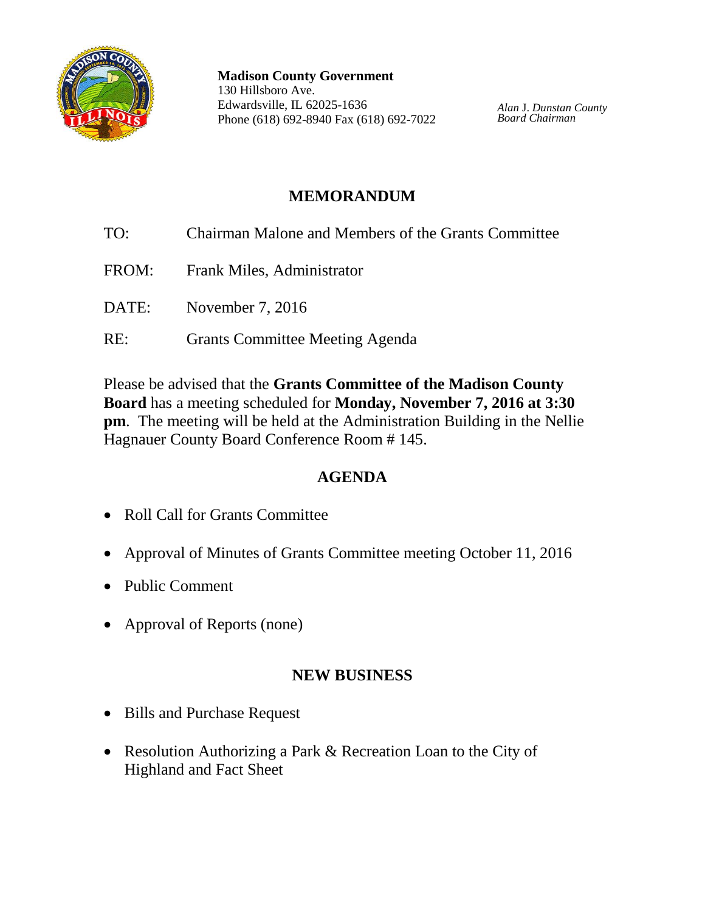**Madison County Government**
130 Hillsboro Ave.
Edwardsville, IL 62025-1636
Phone (618) 692-8940 Fax (618) 692-7022

*Alan J. Dunstan County Board Chairman*

## MEMORANDUM

TO: Chairman Malone and Members of the Grants Committee

FROM: Frank Miles, Administrator

DATE: November 7, 2016

RE: Grants Committee Meeting Agenda

Please be advised that the **Grants Committee of the Madison County Board** has a meeting scheduled for **Monday, November 7, 2016 at 3:30 pm**. The meeting will be held at the Administration Building in the Nellie Hagnauer County Board Conference Room # 145.

## AGENDA

- Roll Call for Grants Committee
- Approval of Minutes of Grants Committee meeting October 11, 2016
- Public Comment
- Approval of Reports (none)

## NEW BUSINESS

- Bills and Purchase Request
- Resolution Authorizing a Park & Recreation Loan to the City of Highland and Fact Sheet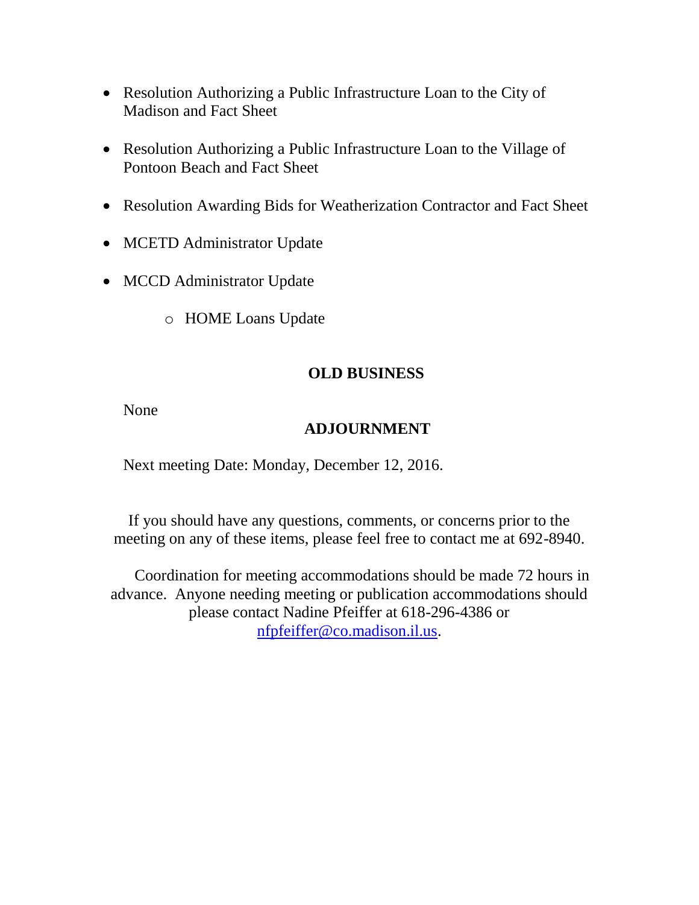- Resolution Authorizing a Public Infrastructure Loan to the City of Madison and Fact Sheet
- Resolution Authorizing a Public Infrastructure Loan to the Village of Pontoon Beach and Fact Sheet
- Resolution Awarding Bids for Weatherization Contractor and Fact Sheet
- MCETD Administrator Update
- MCCD Administrator Update
    - HOME Loans Update

**OLD BUSINESS**

None

**ADJOURNMENT**

Next meeting Date: Monday, December 12, 2016.

If you should have any questions, comments, or concerns prior to the meeting on any of these items, please feel free to contact me at 692-8940.

Coordination for meeting accommodations should be made 72 hours in advance. Anyone needing meeting or publication accommodations should please contact Nadine Pfeiffer at 618-296-4386 or nfpfeiffer@co.madison.il.us.